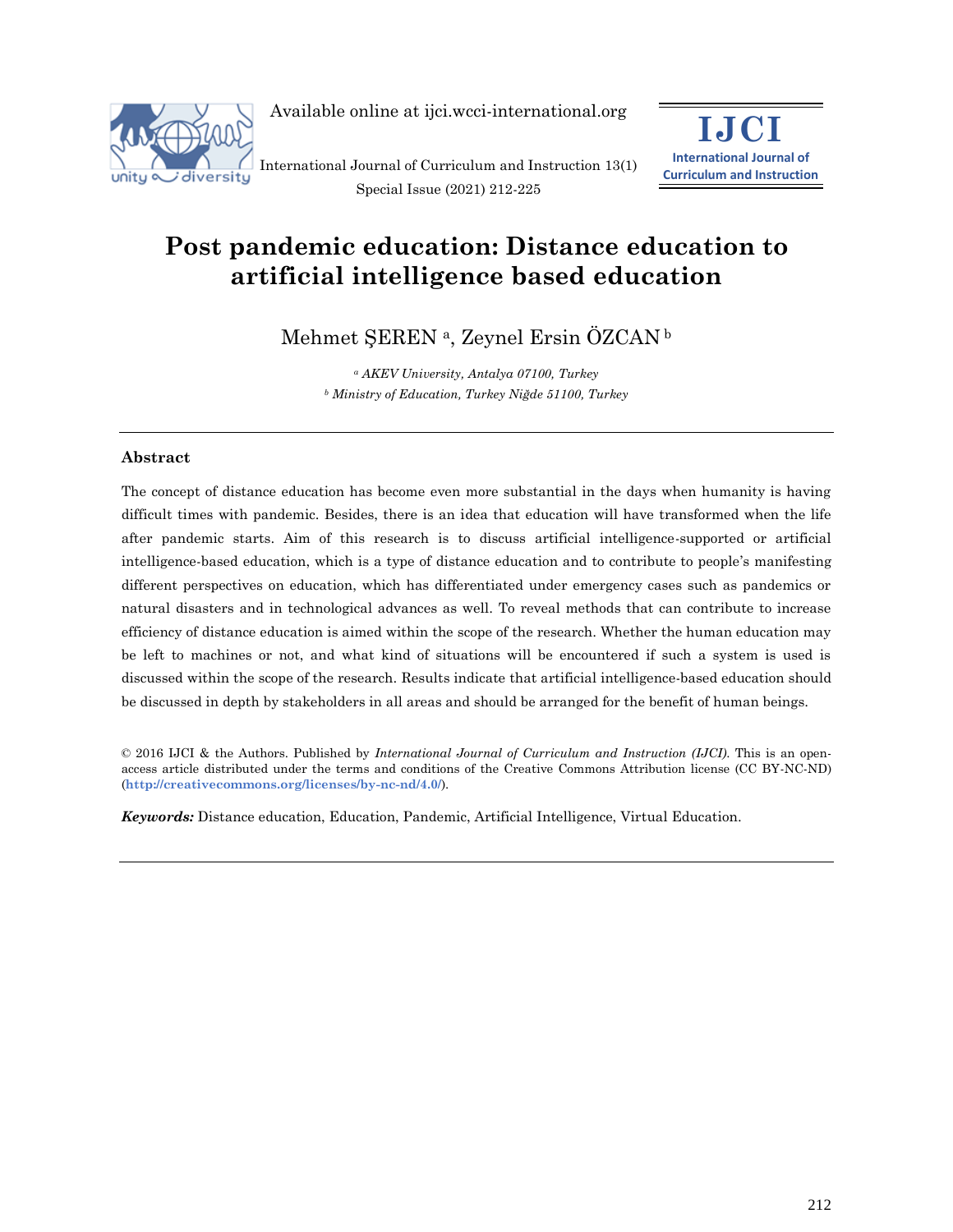# Post pandemic education: Distance education to artificial intelligence based education

Mehmet ŞEREN [a], Zeynel Ersin ÖZCAN [b]

[a] *AKEV University, Antalya 07100, Turkey*

[b] *Ministry of Education, Turkey Niğde 51100, Turkey*

---

## Abstract

The concept of distance education has become even more substantial in the days when humanity is having difficult times with pandemic. Besides, there is an idea that education will have transformed when the life after pandemic starts. Aim of this research is to discuss artificial intelligence-supported or artificial intelligence-based education, which is a type of distance education and to contribute to people's manifesting different perspectives on education, which has differentiated under emergency cases such as pandemics or natural disasters and in technological advances as well. To reveal methods that can contribute to increase efficiency of distance education is aimed within the scope of the research. Whether the human education may be left to machines or not, and what kind of situations will be encountered if such a system is used is discussed within the scope of the research. Results indicate that artificial intelligence-based education should be discussed in depth by stakeholders in all areas and should be arranged for the benefit of human beings.

© 2016 IJCI & the Authors. Published by *International Journal of Curriculum and Instruction (IJCI).* This is an open-access article distributed under the terms and conditions of the Creative Commons Attribution license (CC BY-NC-ND) (**http://creativecommons.org/licenses/by-nc-nd/4.0/**).

***Keywords:*** Distance education, Education, Pandemic, Artificial Intelligence, Virtual Education.

---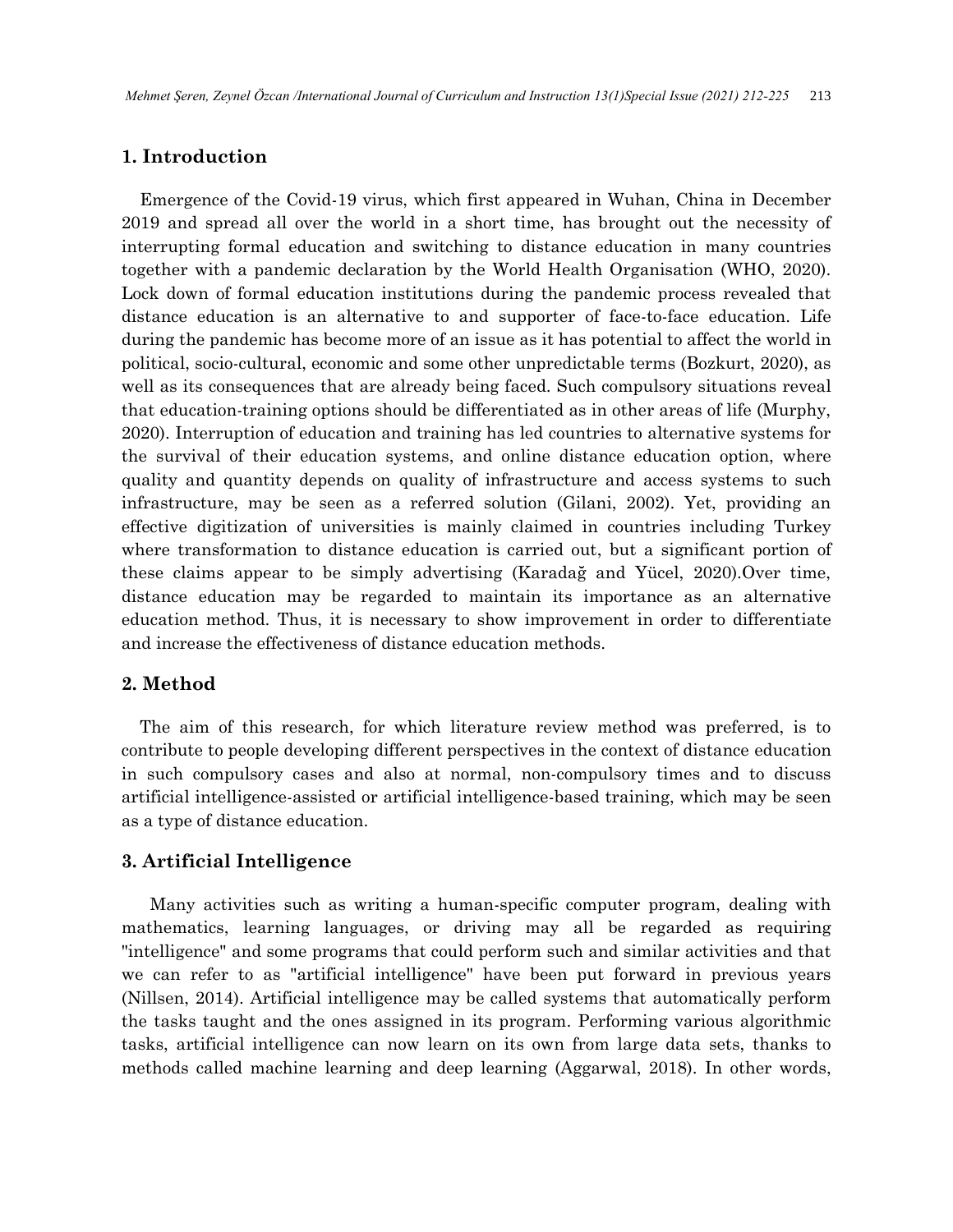## 1. Introduction

Emergence of the Covid-19 virus, which first appeared in Wuhan, China in December 2019 and spread all over the world in a short time, has brought out the necessity of interrupting formal education and switching to distance education in many countries together with a pandemic declaration by the World Health Organisation (WHO, 2020). Lock down of formal education institutions during the pandemic process revealed that distance education is an alternative to and supporter of face-to-face education. Life during the pandemic has become more of an issue as it has potential to affect the world in political, socio-cultural, economic and some other unpredictable terms (Bozkurt, 2020), as well as its consequences that are already being faced. Such compulsory situations reveal that education-training options should be differentiated as in other areas of life (Murphy, 2020). Interruption of education and training has led countries to alternative systems for the survival of their education systems, and online distance education option, where quality and quantity depends on quality of infrastructure and access systems to such infrastructure, may be seen as a referred solution (Gilani, 2002). Yet, providing an effective digitization of universities is mainly claimed in countries including Turkey where transformation to distance education is carried out, but a significant portion of these claims appear to be simply advertising (Karadağ and Yücel, 2020).Over time, distance education may be regarded to maintain its importance as an alternative education method. Thus, it is necessary to show improvement in order to differentiate and increase the effectiveness of distance education methods.

## 2. Method

The aim of this research, for which literature review method was preferred, is to contribute to people developing different perspectives in the context of distance education in such compulsory cases and also at normal, non-compulsory times and to discuss artificial intelligence-assisted or artificial intelligence-based training, which may be seen as a type of distance education.

## 3. Artificial Intelligence

Many activities such as writing a human-specific computer program, dealing with mathematics, learning languages, or driving may all be regarded as requiring "intelligence" and some programs that could perform such and similar activities and that we can refer to as "artificial intelligence" have been put forward in previous years (Nillsen, 2014). Artificial intelligence may be called systems that automatically perform the tasks taught and the ones assigned in its program. Performing various algorithmic tasks, artificial intelligence can now learn on its own from large data sets, thanks to methods called machine learning and deep learning (Aggarwal, 2018). In other words,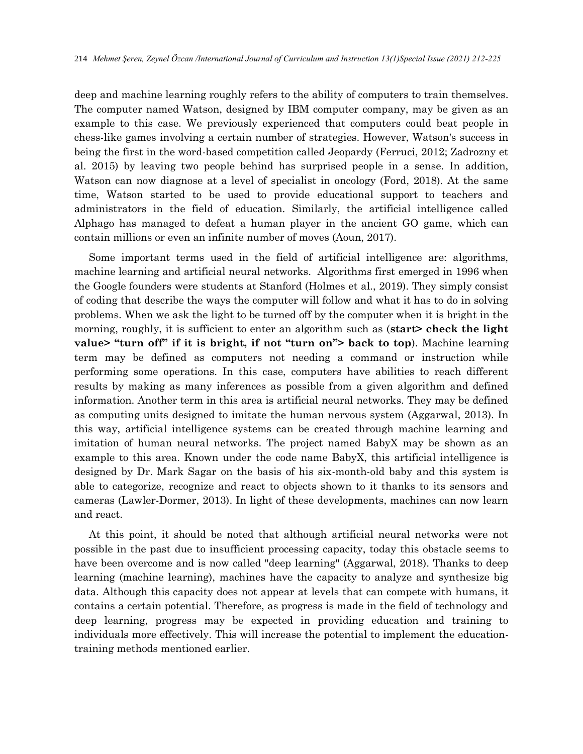deep and machine learning roughly refers to the ability of computers to train themselves. The computer named Watson, designed by IBM computer company, may be given as an example to this case. We previously experienced that computers could beat people in chess-like games involving a certain number of strategies. However, Watson's success in being the first in the word-based competition called Jeopardy (Ferruci, 2012; Zadrozny et al. 2015) by leaving two people behind has surprised people in a sense. In addition, Watson can now diagnose at a level of specialist in oncology (Ford, 2018). At the same time, Watson started to be used to provide educational support to teachers and administrators in the field of education. Similarly, the artificial intelligence called Alphago has managed to defeat a human player in the ancient GO game, which can contain millions or even an infinite number of moves (Aoun, 2017).

Some important terms used in the field of artificial intelligence are: algorithms, machine learning and artificial neural networks. Algorithms first emerged in 1996 when the Google founders were students at Stanford (Holmes et al., 2019). They simply consist of coding that describe the ways the computer will follow and what it has to do in solving problems. When we ask the light to be turned off by the computer when it is bright in the morning, roughly, it is sufficient to enter an algorithm such as (**start> check the light value> "turn off" if it is bright, if not "turn on"> back to top**). Machine learning term may be defined as computers not needing a command or instruction while performing some operations. In this case, computers have abilities to reach different results by making as many inferences as possible from a given algorithm and defined information. Another term in this area is artificial neural networks. They may be defined as computing units designed to imitate the human nervous system (Aggarwal, 2013). In this way, artificial intelligence systems can be created through machine learning and imitation of human neural networks. The project named BabyX may be shown as an example to this area. Known under the code name BabyX, this artificial intelligence is designed by Dr. Mark Sagar on the basis of his six-month-old baby and this system is able to categorize, recognize and react to objects shown to it thanks to its sensors and cameras (Lawler-Dormer, 2013). In light of these developments, machines can now learn and react.

At this point, it should be noted that although artificial neural networks were not possible in the past due to insufficient processing capacity, today this obstacle seems to have been overcome and is now called "deep learning" (Aggarwal, 2018). Thanks to deep learning (machine learning), machines have the capacity to analyze and synthesize big data. Although this capacity does not appear at levels that can compete with humans, it contains a certain potential. Therefore, as progress is made in the field of technology and deep learning, progress may be expected in providing education and training to individuals more effectively. This will increase the potential to implement the education-training methods mentioned earlier.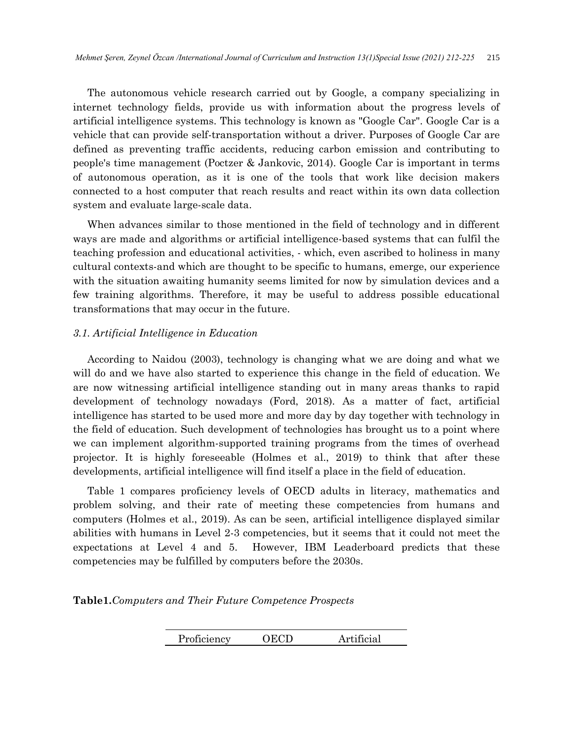The autonomous vehicle research carried out by Google, a company specializing in internet technology fields, provide us with information about the progress levels of artificial intelligence systems. This technology is known as "Google Car". Google Car is a vehicle that can provide self-transportation without a driver. Purposes of Google Car are defined as preventing traffic accidents, reducing carbon emission and contributing to people's time management (Poctzer & Jankovic, 2014). Google Car is important in terms of autonomous operation, as it is one of the tools that work like decision makers connected to a host computer that reach results and react within its own data collection system and evaluate large-scale data.

When advances similar to those mentioned in the field of technology and in different ways are made and algorithms or artificial intelligence-based systems that can fulfil the teaching profession and educational activities, - which, even ascribed to holiness in many cultural contexts-and which are thought to be specific to humans, emerge, our experience with the situation awaiting humanity seems limited for now by simulation devices and a few training algorithms. Therefore, it may be useful to address possible educational transformations that may occur in the future.

### *3.1. Artificial Intelligence in Education*

According to Naidou (2003), technology is changing what we are doing and what we will do and we have also started to experience this change in the field of education. We are now witnessing artificial intelligence standing out in many areas thanks to rapid development of technology nowadays (Ford, 2018). As a matter of fact, artificial intelligence has started to be used more and more day by day together with technology in the field of education. Such development of technologies has brought us to a point where we can implement algorithm-supported training programs from the times of overhead projector. It is highly foreseeable (Holmes et al., 2019) to think that after these developments, artificial intelligence will find itself a place in the field of education.

Table 1 compares proficiency levels of OECD adults in literacy, mathematics and problem solving, and their rate of meeting these competencies from humans and computers (Holmes et al., 2019). As can be seen, artificial intelligence displayed similar abilities with humans in Level 2-3 competencies, but it seems that it could not meet the expectations at Level 4 and 5. However, IBM Leaderboard predicts that these competencies may be fulfilled by computers before the 2030s.

**Table1.** *Computers and Their Future Competence Prospects*

| Proficiency | OECD | Artificial |
|---|---|---|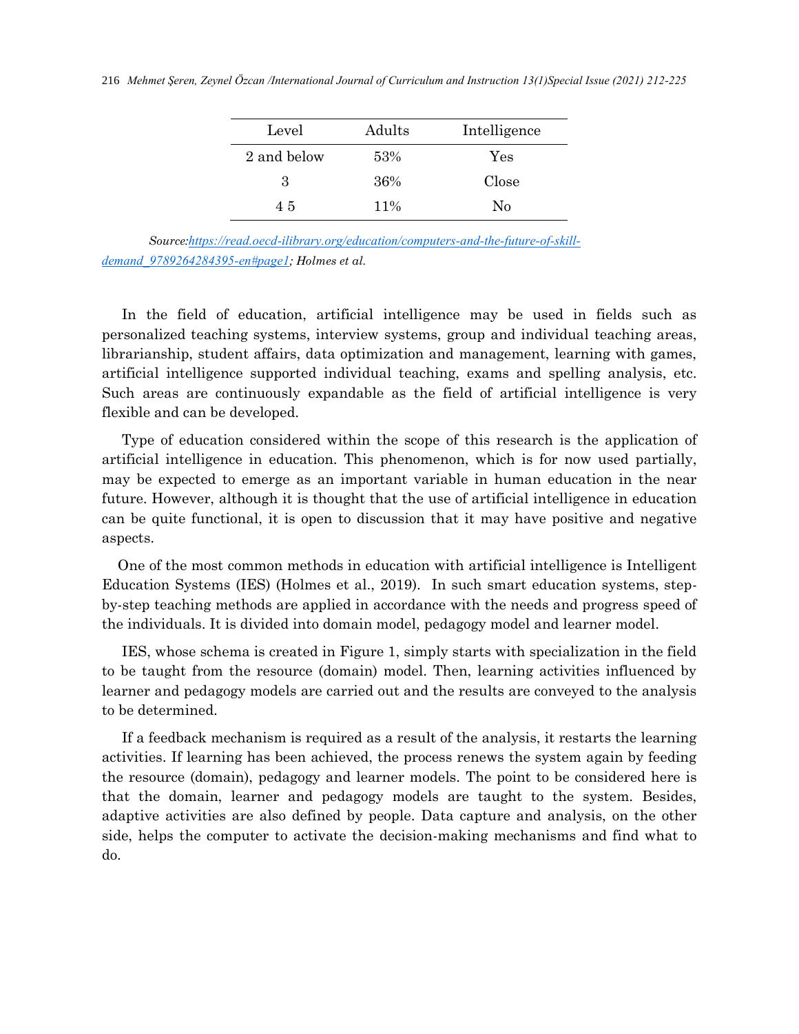| Level | Adults | Intelligence |
| --- | --- | --- |
| 2 and below | 53% | Yes |
| 3 | 36% | Close |
| 4 5 | 11% | No |

*Source:[https://read.oecd-ilibrary.org/education/computers-and-the-future-of-skill-demand_9789264284395-en#page1](https://read.oecd-ilibrary.org/education/computers-and-the-future-of-skill-demand_9789264284395-en#page1); Holmes et al.*

In the field of education, artificial intelligence may be used in fields such as personalized teaching systems, interview systems, group and individual teaching areas, librarianship, student affairs, data optimization and management, learning with games, artificial intelligence supported individual teaching, exams and spelling analysis, etc. Such areas are continuously expandable as the field of artificial intelligence is very flexible and can be developed.

Type of education considered within the scope of this research is the application of artificial intelligence in education. This phenomenon, which is for now used partially, may be expected to emerge as an important variable in human education in the near future. However, although it is thought that the use of artificial intelligence in education can be quite functional, it is open to discussion that it may have positive and negative aspects.

One of the most common methods in education with artificial intelligence is Intelligent Education Systems (IES) (Holmes et al., 2019). In such smart education systems, step-by-step teaching methods are applied in accordance with the needs and progress speed of the individuals. It is divided into domain model, pedagogy model and learner model.

IES, whose schema is created in Figure 1, simply starts with specialization in the field to be taught from the resource (domain) model. Then, learning activities influenced by learner and pedagogy models are carried out and the results are conveyed to the analysis to be determined.

If a feedback mechanism is required as a result of the analysis, it restarts the learning activities. If learning has been achieved, the process renews the system again by feeding the resource (domain), pedagogy and learner models. The point to be considered here is that the domain, learner and pedagogy models are taught to the system. Besides, adaptive activities are also defined by people. Data capture and analysis, on the other side, helps the computer to activate the decision-making mechanisms and find what to do.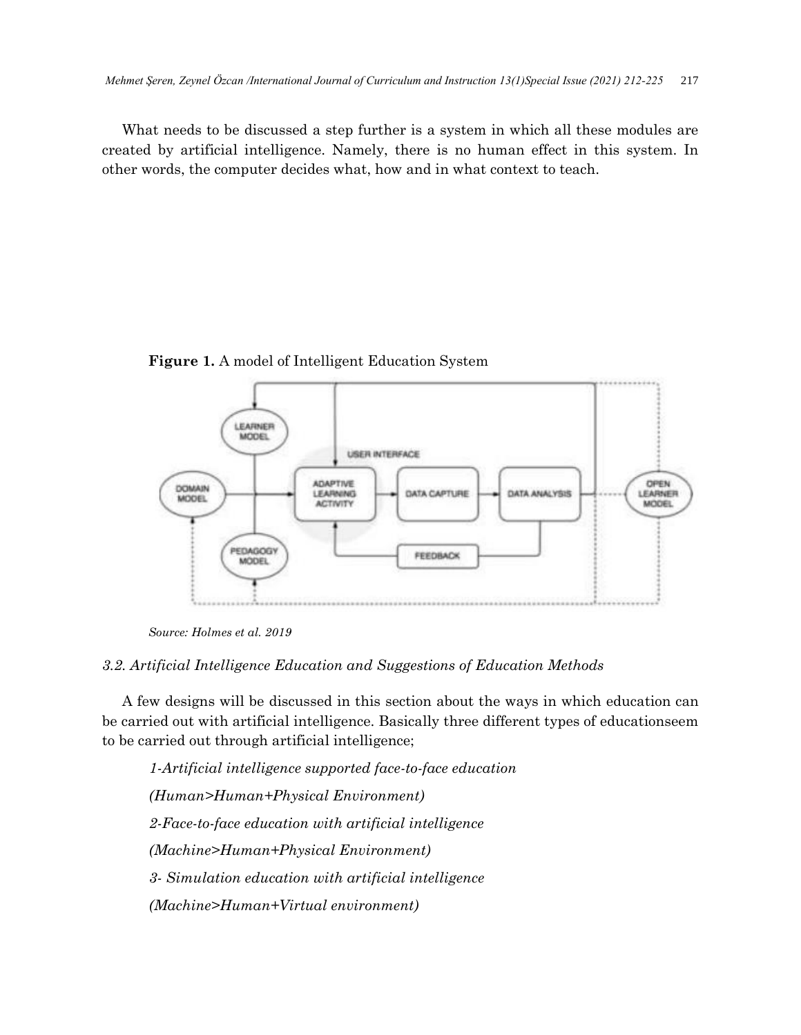What needs to be discussed a step further is a system in which all these modules are created by artificial intelligence. Namely, there is no human effect in this system. In other words, the computer decides what, how and in what context to teach.

**Figure 1.** A model of Intelligent Education System

*Source: Holmes et al. 2019*

### *3.2. Artificial Intelligence Education and Suggestions of Education Methods*

A few designs will be discussed in this section about the ways in which education can be carried out with artificial intelligence. Basically three different types of educationseem to be carried out through artificial intelligence;

*1-Artificial intelligence supported face-to-face education*

*(Human>Human+Physical Environment)*

*2-Face-to-face education with artificial intelligence*

*(Machine>Human+Physical Environment)*

*3- Simulation education with artificial intelligence*

*(Machine>Human+Virtual environment)*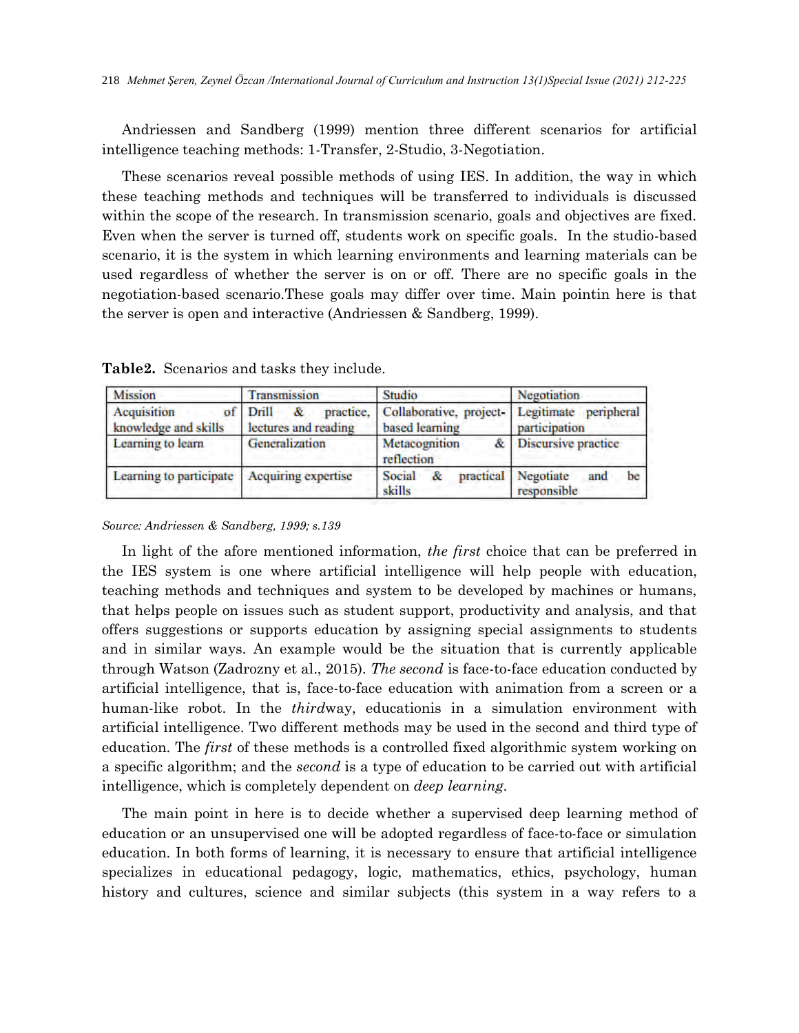Andriessen and Sandberg (1999) mention three different scenarios for artificial intelligence teaching methods: 1-Transfer, 2-Studio, 3-Negotiation.

These scenarios reveal possible methods of using IES. In addition, the way in which these teaching methods and techniques will be transferred to individuals is discussed within the scope of the research. In transmission scenario, goals and objectives are fixed. Even when the server is turned off, students work on specific goals. In the studio-based scenario, it is the system in which learning environments and learning materials can be used regardless of whether the server is on or off. There are no specific goals in the negotiation-based scenario.These goals may differ over time. Main pointin here is that the server is open and interactive (Andriessen & Sandberg, 1999).

**Table2.** Scenarios and tasks they include.

| Mission | Transmission | Studio | Negotiation |
|---|---|---|---|
| Acquisition of knowledge and skills | Drill & practice, lectures and reading | Collaborative, project-based learning | Legitimate peripheral participation |
| Learning to learn | Generalization | Metacognition & reflection | Discursive practice |
| Learning to participate | Acquiring expertise | Social & practical skills | Negotiate and be responsible |

*Source: Andriessen & Sandberg, 1999; s.139*

In light of the afore mentioned information, *the first* choice that can be preferred in the IES system is one where artificial intelligence will help people with education, teaching methods and techniques and system to be developed by machines or humans, that helps people on issues such as student support, productivity and analysis, and that offers suggestions or supports education by assigning special assignments to students and in similar ways. An example would be the situation that is currently applicable through Watson (Zadrozny et al., 2015). *The second* is face-to-face education conducted by artificial intelligence, that is, face-to-face education with animation from a screen or a human-like robot. In the *third*way, educationis in a simulation environment with artificial intelligence. Two different methods may be used in the second and third type of education. The *first* of these methods is a controlled fixed algorithmic system working on a specific algorithm; and the *second* is a type of education to be carried out with artificial intelligence, which is completely dependent on *deep learning*.

The main point in here is to decide whether a supervised deep learning method of education or an unsupervised one will be adopted regardless of face-to-face or simulation education. In both forms of learning, it is necessary to ensure that artificial intelligence specializes in educational pedagogy, logic, mathematics, ethics, psychology, human history and cultures, science and similar subjects (this system in a way refers to a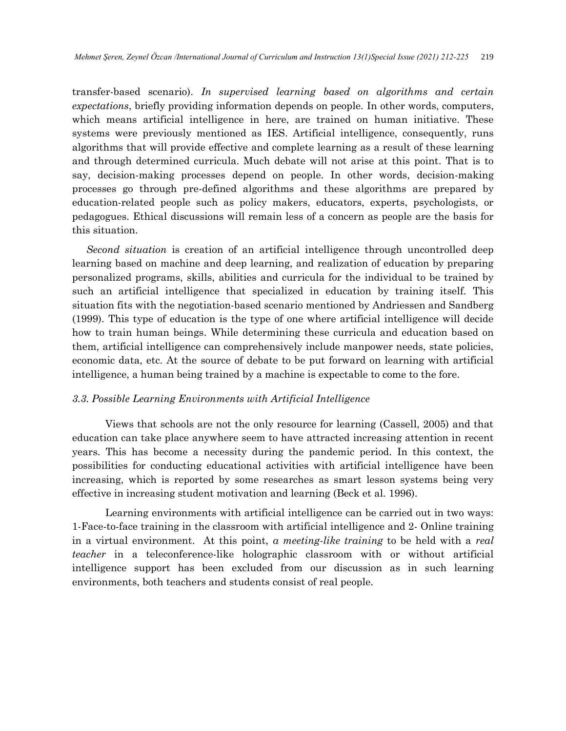transfer-based scenario). *In supervised learning based on algorithms and certain expectations*, briefly providing information depends on people. In other words, computers, which means artificial intelligence in here, are trained on human initiative. These systems were previously mentioned as IES. Artificial intelligence, consequently, runs algorithms that will provide effective and complete learning as a result of these learning and through determined curricula. Much debate will not arise at this point. That is to say, decision-making processes depend on people. In other words, decision-making processes go through pre-defined algorithms and these algorithms are prepared by education-related people such as policy makers, educators, experts, psychologists, or pedagogues. Ethical discussions will remain less of a concern as people are the basis for this situation.

*Second situation* is creation of an artificial intelligence through uncontrolled deep learning based on machine and deep learning, and realization of education by preparing personalized programs, skills, abilities and curricula for the individual to be trained by such an artificial intelligence that specialized in education by training itself. This situation fits with the negotiation-based scenario mentioned by Andriessen and Sandberg (1999). This type of education is the type of one where artificial intelligence will decide how to train human beings. While determining these curricula and education based on them, artificial intelligence can comprehensively include manpower needs, state policies, economic data, etc. At the source of debate to be put forward on learning with artificial intelligence, a human being trained by a machine is expectable to come to the fore.

### *3.3. Possible Learning Environments with Artificial Intelligence*

Views that schools are not the only resource for learning (Cassell, 2005) and that education can take place anywhere seem to have attracted increasing attention in recent years. This has become a necessity during the pandemic period. In this context, the possibilities for conducting educational activities with artificial intelligence have been increasing, which is reported by some researches as smart lesson systems being very effective in increasing student motivation and learning (Beck et al. 1996).

Learning environments with artificial intelligence can be carried out in two ways: 1-Face-to-face training in the classroom with artificial intelligence and 2- Online training in a virtual environment. At this point, *a meeting-like training* to be held with a *real teacher* in a teleconference-like holographic classroom with or without artificial intelligence support has been excluded from our discussion as in such learning environments, both teachers and students consist of real people.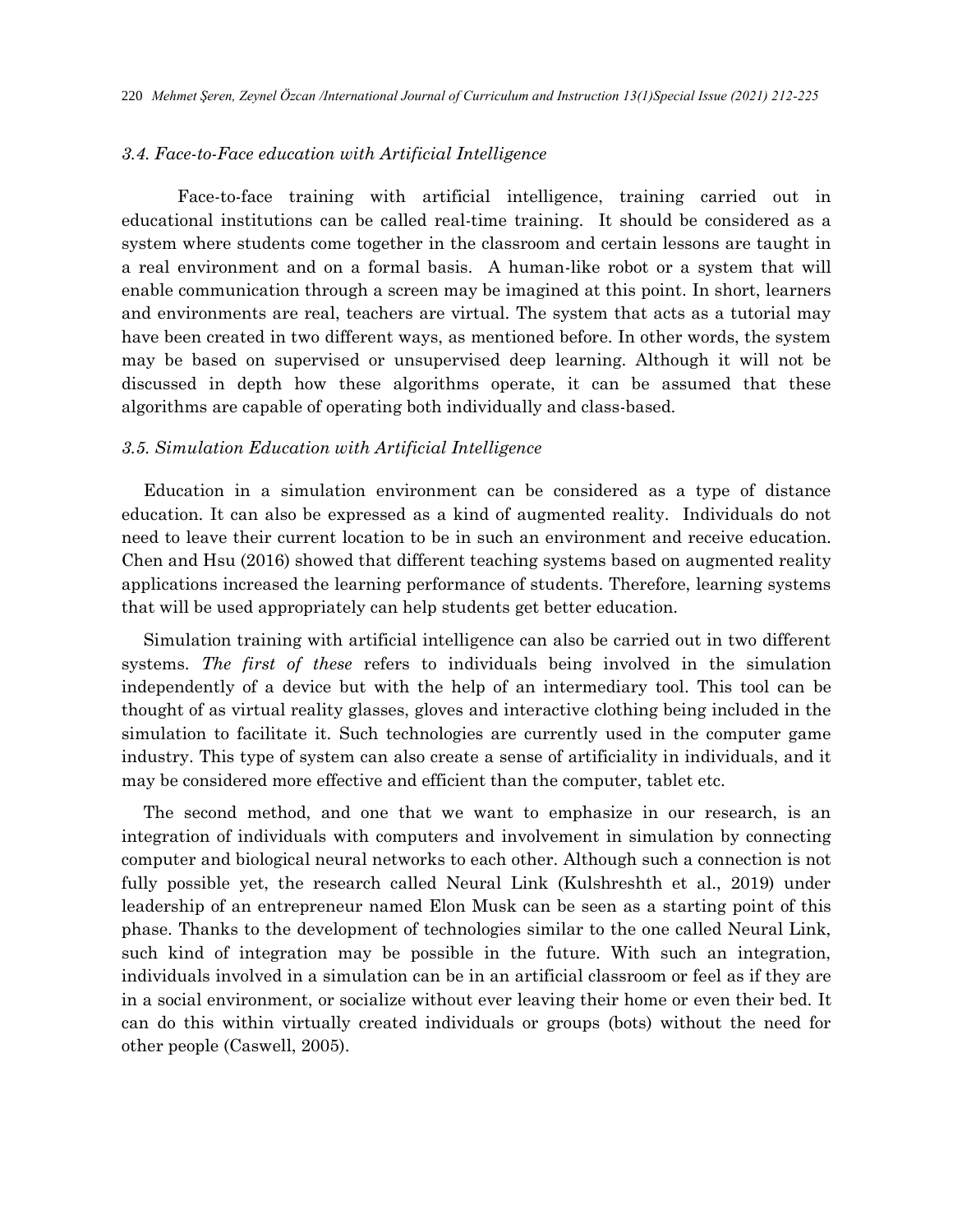### *3.4. Face-to-Face education with Artificial Intelligence*

Face-to-face training with artificial intelligence, training carried out in educational institutions can be called real-time training. It should be considered as a system where students come together in the classroom and certain lessons are taught in a real environment and on a formal basis. A human-like robot or a system that will enable communication through a screen may be imagined at this point. In short, learners and environments are real, teachers are virtual. The system that acts as a tutorial may have been created in two different ways, as mentioned before. In other words, the system may be based on supervised or unsupervised deep learning. Although it will not be discussed in depth how these algorithms operate, it can be assumed that these algorithms are capable of operating both individually and class-based.

### *3.5. Simulation Education with Artificial Intelligence*

Education in a simulation environment can be considered as a type of distance education. It can also be expressed as a kind of augmented reality. Individuals do not need to leave their current location to be in such an environment and receive education. Chen and Hsu (2016) showed that different teaching systems based on augmented reality applications increased the learning performance of students. Therefore, learning systems that will be used appropriately can help students get better education.

Simulation training with artificial intelligence can also be carried out in two different systems. *The first of these* refers to individuals being involved in the simulation independently of a device but with the help of an intermediary tool. This tool can be thought of as virtual reality glasses, gloves and interactive clothing being included in the simulation to facilitate it. Such technologies are currently used in the computer game industry. This type of system can also create a sense of artificiality in individuals, and it may be considered more effective and efficient than the computer, tablet etc.

The second method, and one that we want to emphasize in our research, is an integration of individuals with computers and involvement in simulation by connecting computer and biological neural networks to each other. Although such a connection is not fully possible yet, the research called Neural Link (Kulshreshth et al., 2019) under leadership of an entrepreneur named Elon Musk can be seen as a starting point of this phase. Thanks to the development of technologies similar to the one called Neural Link, such kind of integration may be possible in the future. With such an integration, individuals involved in a simulation can be in an artificial classroom or feel as if they are in a social environment, or socialize without ever leaving their home or even their bed. It can do this within virtually created individuals or groups (bots) without the need for other people (Caswell, 2005).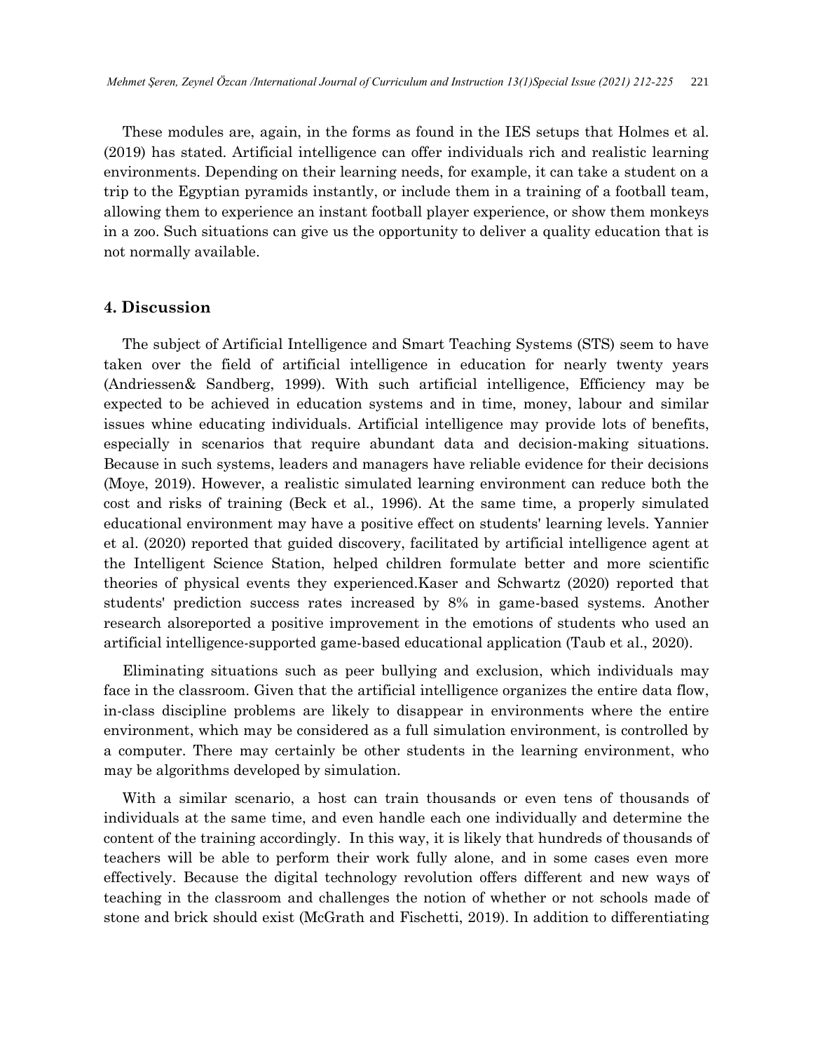These modules are, again, in the forms as found in the IES setups that Holmes et al. (2019) has stated. Artificial intelligence can offer individuals rich and realistic learning environments. Depending on their learning needs, for example, it can take a student on a trip to the Egyptian pyramids instantly, or include them in a training of a football team, allowing them to experience an instant football player experience, or show them monkeys in a zoo. Such situations can give us the opportunity to deliver a quality education that is not normally available.

## 4. Discussion

The subject of Artificial Intelligence and Smart Teaching Systems (STS) seem to have taken over the field of artificial intelligence in education for nearly twenty years (Andriessen& Sandberg, 1999). With such artificial intelligence, Efficiency may be expected to be achieved in education systems and in time, money, labour and similar issues whine educating individuals. Artificial intelligence may provide lots of benefits, especially in scenarios that require abundant data and decision-making situations. Because in such systems, leaders and managers have reliable evidence for their decisions (Moye, 2019). However, a realistic simulated learning environment can reduce both the cost and risks of training (Beck et al., 1996). At the same time, a properly simulated educational environment may have a positive effect on students' learning levels. Yannier et al. (2020) reported that guided discovery, facilitated by artificial intelligence agent at the Intelligent Science Station, helped children formulate better and more scientific theories of physical events they experienced.Kaser and Schwartz (2020) reported that students' prediction success rates increased by 8% in game-based systems. Another research alsoreported a positive improvement in the emotions of students who used an artificial intelligence-supported game-based educational application (Taub et al., 2020).

Eliminating situations such as peer bullying and exclusion, which individuals may face in the classroom. Given that the artificial intelligence organizes the entire data flow, in-class discipline problems are likely to disappear in environments where the entire environment, which may be considered as a full simulation environment, is controlled by a computer. There may certainly be other students in the learning environment, who may be algorithms developed by simulation.

With a similar scenario, a host can train thousands or even tens of thousands of individuals at the same time, and even handle each one individually and determine the content of the training accordingly. In this way, it is likely that hundreds of thousands of teachers will be able to perform their work fully alone, and in some cases even more effectively. Because the digital technology revolution offers different and new ways of teaching in the classroom and challenges the notion of whether or not schools made of stone and brick should exist (McGrath and Fischetti, 2019). In addition to differentiating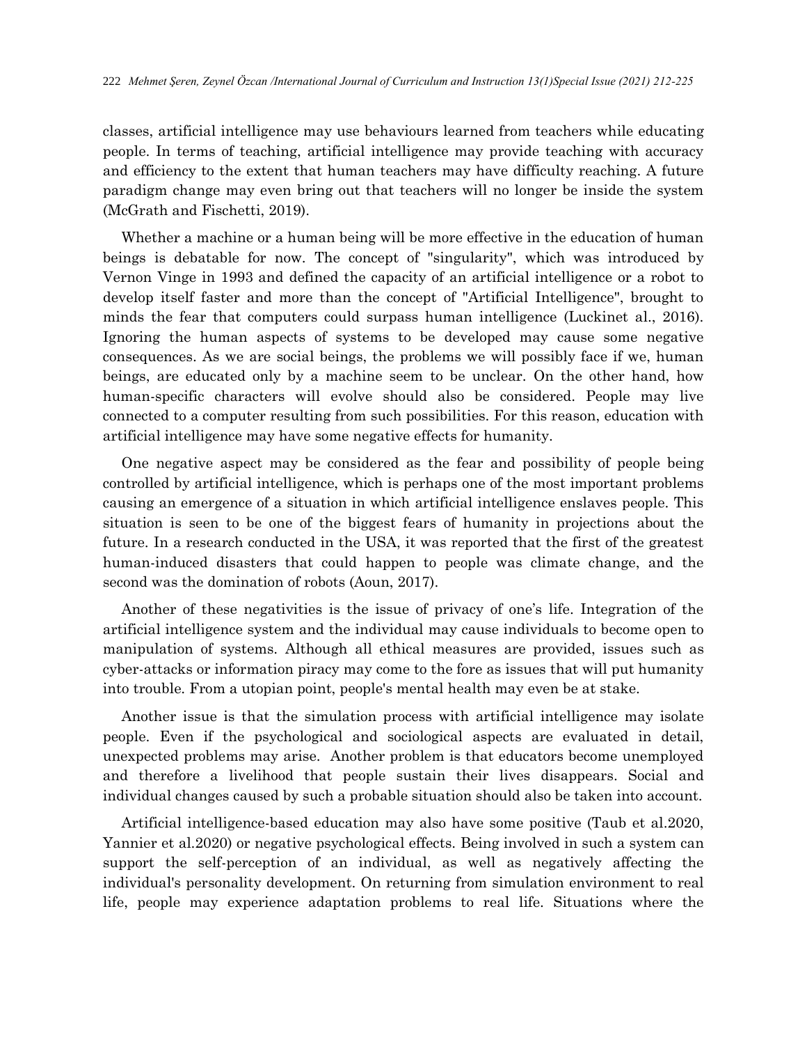classes, artificial intelligence may use behaviours learned from teachers while educating people. In terms of teaching, artificial intelligence may provide teaching with accuracy and efficiency to the extent that human teachers may have difficulty reaching. A future paradigm change may even bring out that teachers will no longer be inside the system (McGrath and Fischetti, 2019).

Whether a machine or a human being will be more effective in the education of human beings is debatable for now. The concept of "singularity", which was introduced by Vernon Vinge in 1993 and defined the capacity of an artificial intelligence or a robot to develop itself faster and more than the concept of "Artificial Intelligence", brought to minds the fear that computers could surpass human intelligence (Luckinet al., 2016). Ignoring the human aspects of systems to be developed may cause some negative consequences. As we are social beings, the problems we will possibly face if we, human beings, are educated only by a machine seem to be unclear. On the other hand, how human-specific characters will evolve should also be considered. People may live connected to a computer resulting from such possibilities. For this reason, education with artificial intelligence may have some negative effects for humanity.

One negative aspect may be considered as the fear and possibility of people being controlled by artificial intelligence, which is perhaps one of the most important problems causing an emergence of a situation in which artificial intelligence enslaves people. This situation is seen to be one of the biggest fears of humanity in projections about the future. In a research conducted in the USA, it was reported that the first of the greatest human-induced disasters that could happen to people was climate change, and the second was the domination of robots (Aoun, 2017).

Another of these negativities is the issue of privacy of one's life. Integration of the artificial intelligence system and the individual may cause individuals to become open to manipulation of systems. Although all ethical measures are provided, issues such as cyber-attacks or information piracy may come to the fore as issues that will put humanity into trouble. From a utopian point, people's mental health may even be at stake.

Another issue is that the simulation process with artificial intelligence may isolate people. Even if the psychological and sociological aspects are evaluated in detail, unexpected problems may arise. Another problem is that educators become unemployed and therefore a livelihood that people sustain their lives disappears. Social and individual changes caused by such a probable situation should also be taken into account.

Artificial intelligence-based education may also have some positive (Taub et al.2020, Yannier et al.2020) or negative psychological effects. Being involved in such a system can support the self-perception of an individual, as well as negatively affecting the individual's personality development. On returning from simulation environment to real life, people may experience adaptation problems to real life. Situations where the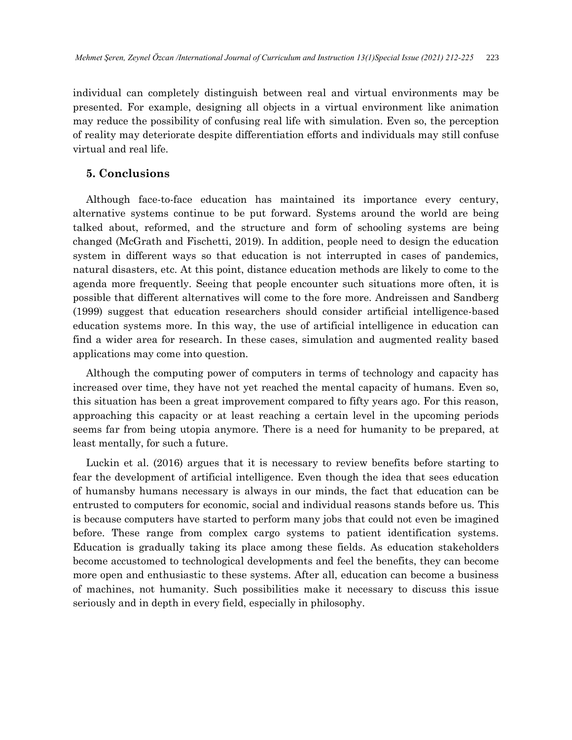individual can completely distinguish between real and virtual environments may be presented. For example, designing all objects in a virtual environment like animation may reduce the possibility of confusing real life with simulation. Even so, the perception of reality may deteriorate despite differentiation efforts and individuals may still confuse virtual and real life.

## 5. Conclusions

Although face-to-face education has maintained its importance every century, alternative systems continue to be put forward. Systems around the world are being talked about, reformed, and the structure and form of schooling systems are being changed (McGrath and Fischetti, 2019). In addition, people need to design the education system in different ways so that education is not interrupted in cases of pandemics, natural disasters, etc. At this point, distance education methods are likely to come to the agenda more frequently. Seeing that people encounter such situations more often, it is possible that different alternatives will come to the fore more. Andreissen and Sandberg (1999) suggest that education researchers should consider artificial intelligence-based education systems more. In this way, the use of artificial intelligence in education can find a wider area for research. In these cases, simulation and augmented reality based applications may come into question.

Although the computing power of computers in terms of technology and capacity has increased over time, they have not yet reached the mental capacity of humans. Even so, this situation has been a great improvement compared to fifty years ago. For this reason, approaching this capacity or at least reaching a certain level in the upcoming periods seems far from being utopia anymore. There is a need for humanity to be prepared, at least mentally, for such a future.

Luckin et al. (2016) argues that it is necessary to review benefits before starting to fear the development of artificial intelligence. Even though the idea that sees education of humansby humans necessary is always in our minds, the fact that education can be entrusted to computers for economic, social and individual reasons stands before us. This is because computers have started to perform many jobs that could not even be imagined before. These range from complex cargo systems to patient identification systems. Education is gradually taking its place among these fields. As education stakeholders become accustomed to technological developments and feel the benefits, they can become more open and enthusiastic to these systems. After all, education can become a business of machines, not humanity. Such possibilities make it necessary to discuss this issue seriously and in depth in every field, especially in philosophy.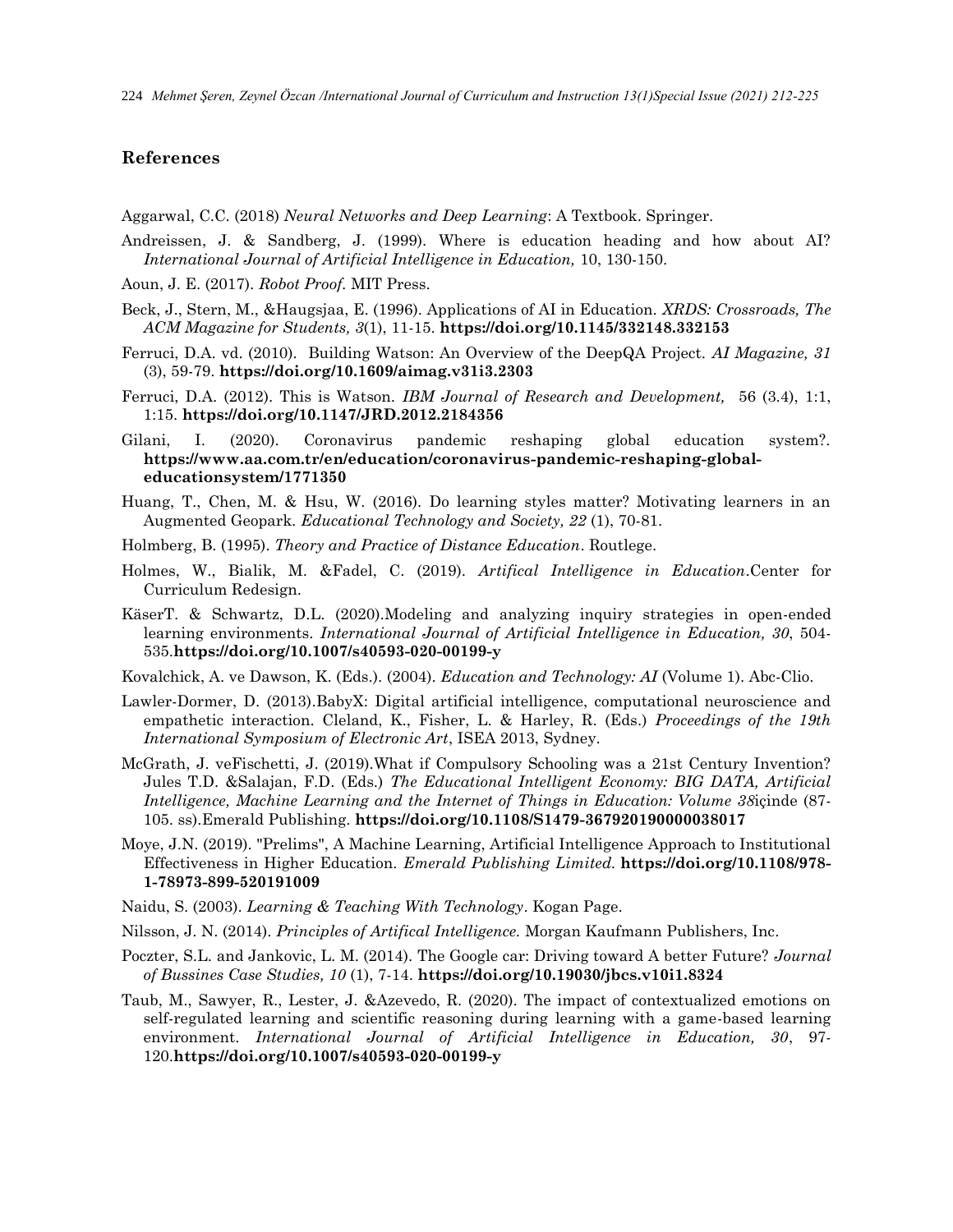## References

Aggarwal, C.C. (2018) *Neural Networks and Deep Learning*: A Textbook. Springer.

Andreissen, J. & Sandberg, J. (1999). Where is education heading and how about AI? *International Journal of Artificial Intelligence in Education,* 10, 130-150.

Aoun, J. E. (2017). *Robot Proof.* MIT Press.

Beck, J., Stern, M., &Haugsjaa, E. (1996). Applications of AI in Education. *XRDS: Crossroads, The ACM Magazine for Students, 3*(1), 11-15. **https://doi.org/10.1145/332148.332153**

Ferruci, D.A. vd. (2010). Building Watson: An Overview of the DeepQA Project. *AI Magazine, 31* (3), 59-79. **https://doi.org/10.1609/aimag.v31i3.2303**

Ferruci, D.A. (2012). This is Watson. *IBM Journal of Research and Development,* 56 (3.4), 1:1, 1:15. **https://doi.org/10.1147/JRD.2012.2184356**

Gilani, I. (2020). Coronavirus pandemic reshaping global education system?. **https://www.aa.com.tr/en/education/coronavirus-pandemic-reshaping-global-educationsystem/1771350**

Huang, T., Chen, M. & Hsu, W. (2016). Do learning styles matter? Motivating learners in an Augmented Geopark. *Educational Technology and Society, 22* (1), 70-81.

Holmberg, B. (1995). *Theory and Practice of Distance Education*. Routlege.

Holmes, W., Bialik, M. &Fadel, C. (2019). *Artifical Intelligence in Education*.Center for Curriculum Redesign.

KäserT. & Schwartz, D.L. (2020).Modeling and analyzing inquiry strategies in open-ended learning environments. *International Journal of Artificial Intelligence in Education, 30*, 504-535.**https://doi.org/10.1007/s40593-020-00199-y**

Kovalchick, A. ve Dawson, K. (Eds.). (2004). *Education and Technology: AI* (Volume 1). Abc-Clio.

Lawler-Dormer, D. (2013).BabyX: Digital artificial intelligence, computational neuroscience and empathetic interaction. Cleland, K., Fisher, L. & Harley, R. (Eds.) *Proceedings of the 19th International Symposium of Electronic Art*, ISEA 2013, Sydney.

McGrath, J. veFischetti, J. (2019).What if Compulsory Schooling was a 21st Century Invention? Jules T.D. &Salajan, F.D. (Eds.) *The Educational Intelligent Economy: BIG DATA, Artificial Intelligence, Machine Learning and the Internet of Things in Education: Volume 38*içinde (87-105. ss).Emerald Publishing. **https://doi.org/10.1108/S1479-367920190000038017**

Moye, J.N. (2019). "Prelims", A Machine Learning, Artificial Intelligence Approach to Institutional Effectiveness in Higher Education. *Emerald Publishing Limited.* **https://doi.org/10.1108/978-1-78973-899-520191009**

Naidu, S. (2003). *Learning & Teaching With Technology*. Kogan Page.

Nilsson, J. N. (2014). *Principles of Artifical Intelligence.* Morgan Kaufmann Publishers, Inc.

Poczter, S.L. and Jankovic, L. M. (2014). The Google car: Driving toward A better Future? *Journal of Bussines Case Studies, 10* (1), 7-14. **https://doi.org/10.19030/jbcs.v10i1.8324**

Taub, M., Sawyer, R., Lester, J. &Azevedo, R. (2020). The impact of contextualized emotions on self-regulated learning and scientific reasoning during learning with a game-based learning environment. *International Journal of Artificial Intelligence in Education, 30*, 97-120.**https://doi.org/10.1007/s40593-020-00199-y**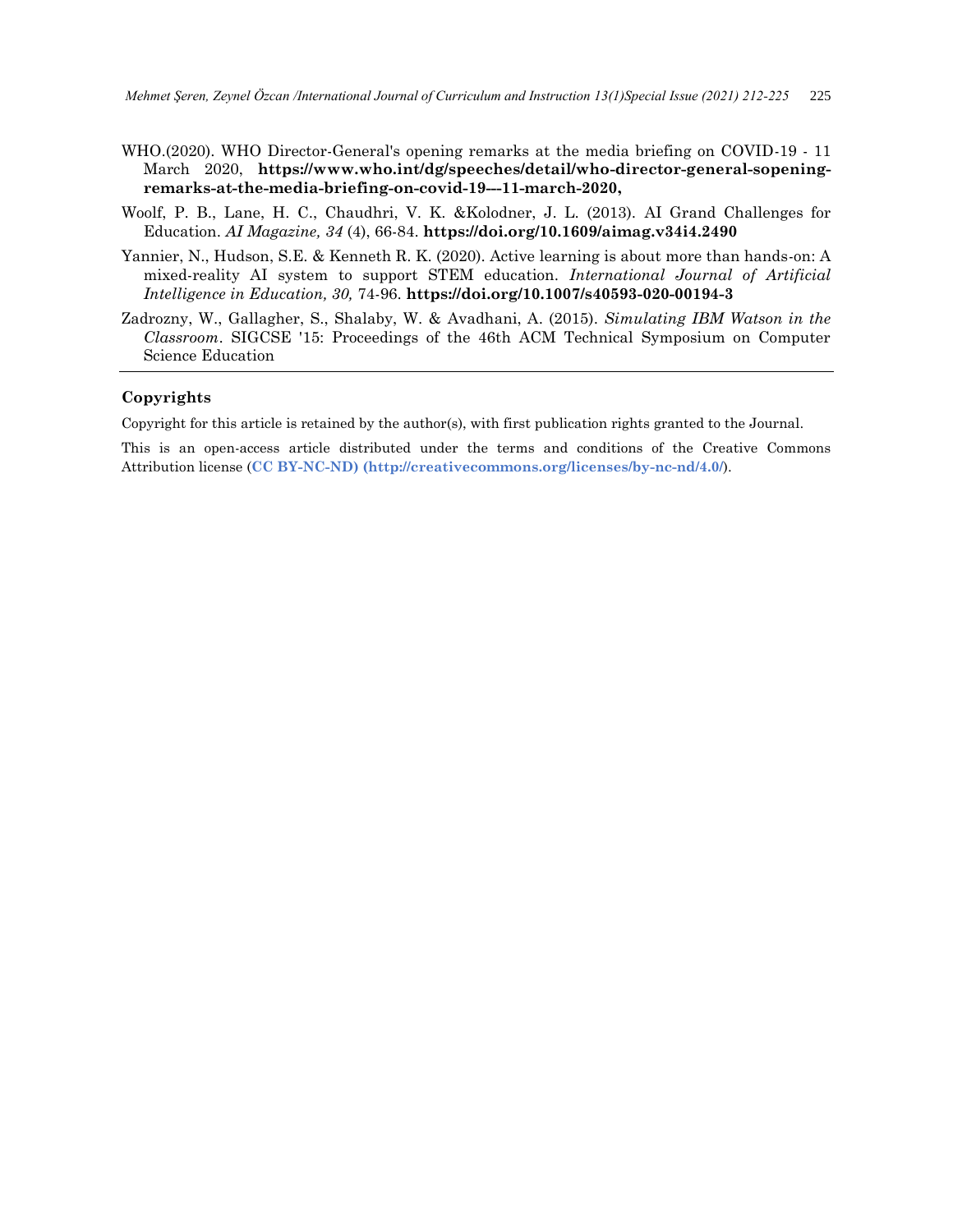WHO.(2020). WHO Director-General's opening remarks at the media briefing on COVID-19 - 11 March 2020, **https://www.who.int/dg/speeches/detail/who-director-general-sopening-remarks-at-the-media-briefing-on-covid-19---11-march-2020,**

Woolf, P. B., Lane, H. C., Chaudhri, V. K. &Kolodner, J. L. (2013). AI Grand Challenges for Education. *AI Magazine, 34* (4), 66-84. **https://doi.org/10.1609/aimag.v34i4.2490**

Yannier, N., Hudson, S.E. & Kenneth R. K. (2020). Active learning is about more than hands-on: A mixed-reality AI system to support STEM education. *International Journal of Artificial Intelligence in Education, 30,* 74-96. **https://doi.org/10.1007/s40593-020-00194-3**

Zadrozny, W., Gallagher, S., Shalaby, W. & Avadhani, A. (2015). *Simulating IBM Watson in the Classroom*. SIGCSE '15: Proceedings of the 46th ACM Technical Symposium on Computer Science Education

---

### Copyrights

Copyright for this article is retained by the author(s), with first publication rights granted to the Journal.

This is an open-access article distributed under the terms and conditions of the Creative Commons Attribution license (**CC BY-NC-ND) (http://creativecommons.org/licenses/by-nc-nd/4.0/**).